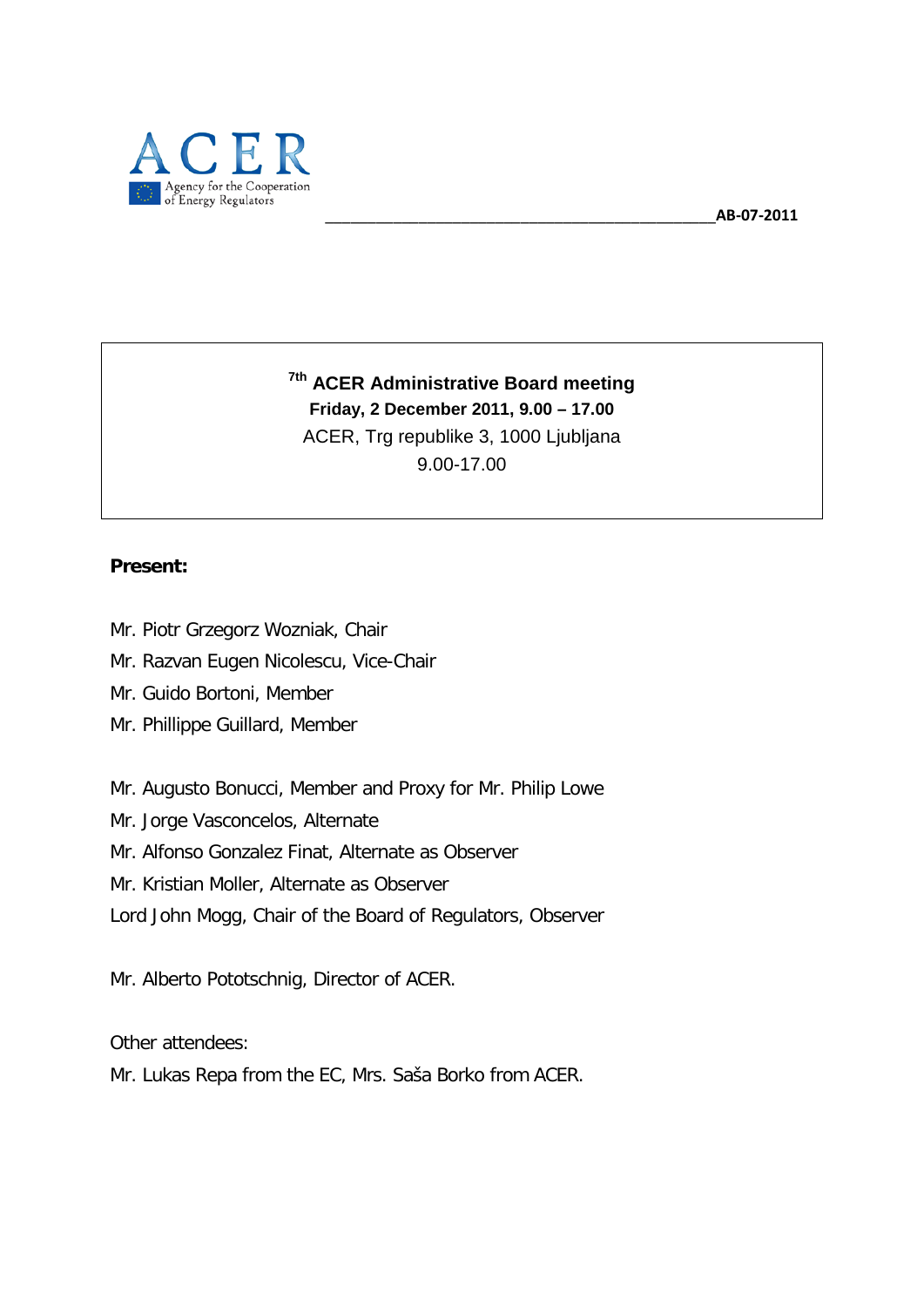AB-07-2011

**7th ACER Administrative Board meeting**

**Friday, 2 December 2011, 9.00 – 17.00**

ACER, Trg republike 3, 1000 Ljubljana

9.00-17.00

**Present:**

Mr. Piotr Grzegorz Wozniak, Chair

Mr. Razvan Eugen Nicolescu, Vice-Chair

Mr. Guido Bortoni, Member

Mr. Phillippe Guillard, Member

Mr. Augusto Bonucci, Member and Proxy for Mr. Philip Lowe

Mr. Jorge Vasconcelos, Alternate

Mr. Alfonso Gonzalez Finat, Alternate as Observer

Mr. Kristian Moller, Alternate as Observer

Lord John Mogg, Chair of the Board of Regulators, Observer

Mr. Alberto Pototschnig, Director of ACER.

Other attendees:

Mr. Lukas Repa from the EC, Mrs. Saša Borko from ACER.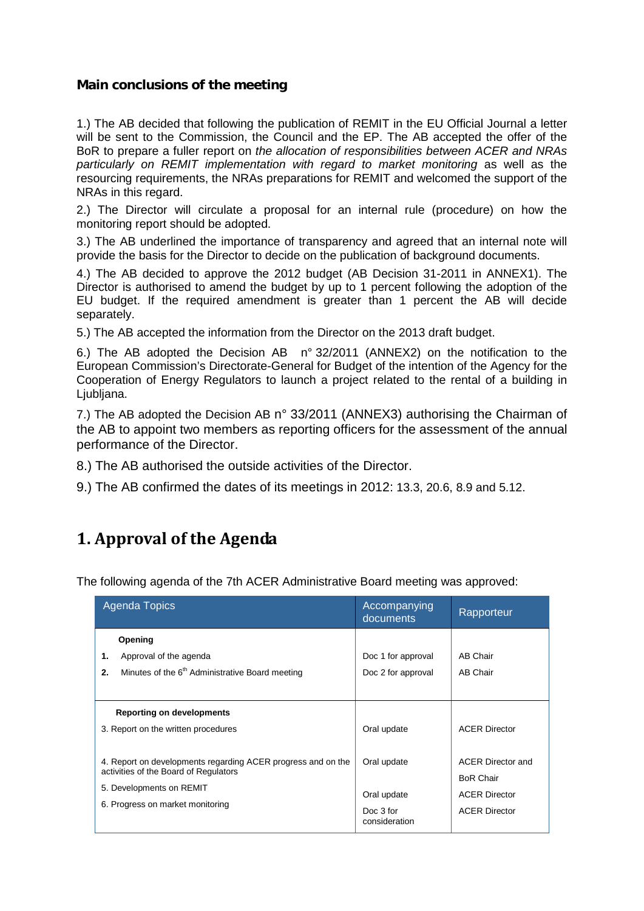**Main conclusions of the meeting**

1.) The AB decided that following the publication of REMIT in the EU Official Journal a letter will be sent to the Commission, the Council and the EP. The AB accepted the offer of the BoR to prepare a fuller report on *the allocation of responsibilities between ACER and NRAs particularly on REMIT implementation with regard to market monitoring* as well as the resourcing requirements, the NRAs preparations for REMIT and welcomed the support of the NRAs in this regard.

2.) The Director will circulate a proposal for an internal rule (procedure) on how the monitoring report should be adopted.

3.) The AB underlined the importance of transparency and agreed that an internal note will provide the basis for the Director to decide on the publication of background documents.

4.) The AB decided to approve the 2012 budget (AB Decision 31-2011 in ANNEX1). The Director is authorised to amend the budget by up to 1 percent following the adoption of the EU budget. If the required amendment is greater than 1 percent the AB will decide separately.

5.) The AB accepted the information from the Director on the 2013 draft budget.

6.) The AB adopted the Decision AB n° 32/2011 (ANNEX2) on the notification to the European Commission's Directorate-General for Budget of the intention of the Agency for the Cooperation of Energy Regulators to launch a project related to the rental of a building in Ljubljana.

7.) The AB adopted the Decision AB n° 33/2011 (ANNEX3) authorising the Chairman of the AB to appoint two members as reporting officers for the assessment of the annual performance of the Director.

8.) The AB authorised the outside activities of the Director.

9.) The AB confirmed the dates of its meetings in 2012: 13.3, 20.6, 8.9 and 5.12.

# 1. Approval of the Agenda

The following agenda of the 7th ACER Administrative Board meeting was approved:

| Agenda Topics | Accompanying documents | Rapporteur |
|---|---|---|
| **Opening** | | |
| **1.** Approval of the agenda | Doc 1 for approval | AB Chair |
| **2.** Minutes of the 6th Administrative Board meeting | Doc 2 for approval | AB Chair |
| **Reporting on developments** | | |
| 3. Report on the written procedures | Oral update | ACER Director |
| 4. Report on developments regarding ACER progress and on the activities of the Board of Regulators | Oral update | ACER Director and BoR Chair |
| 5. Developments on REMIT | Oral update | ACER Director |
| 6. Progress on market monitoring | Doc 3 for consideration | ACER Director |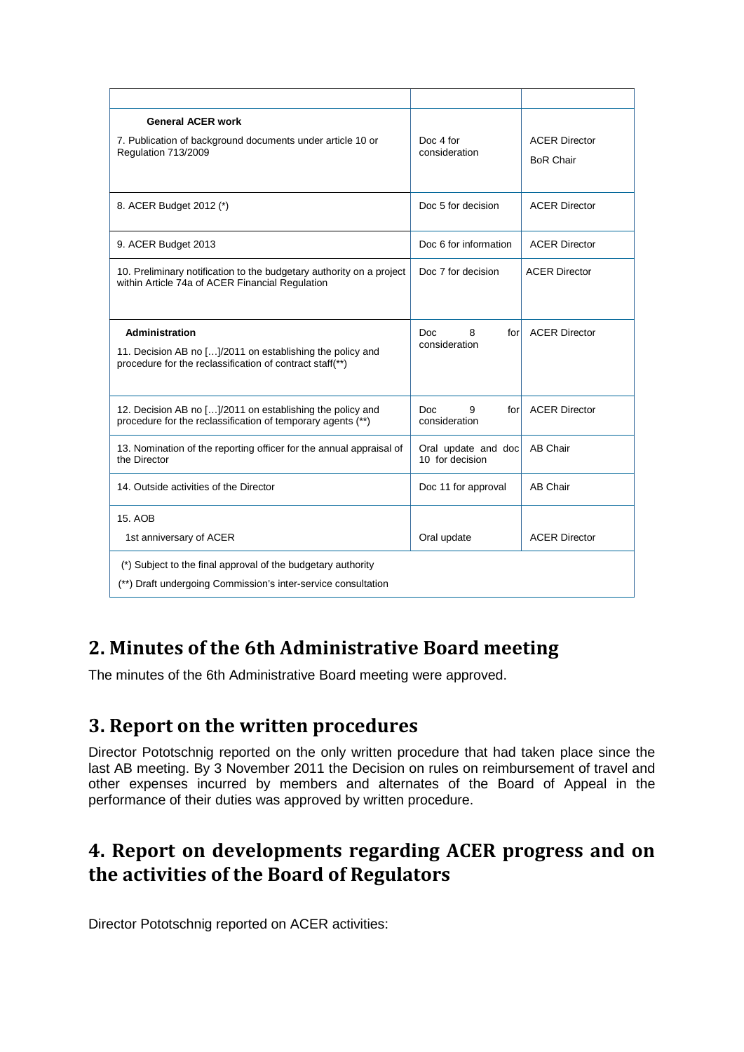| | | |
|---|---|---|
| **General ACER work**<br>7. Publication of background documents under article 10 or Regulation 713/2009 | Doc 4 for consideration | ACER Director<br>BoR Chair |
| 8. ACER Budget 2012 (*) | Doc 5 for decision | ACER Director |
| 9. ACER Budget 2013 | Doc 6 for information | ACER Director |
| 10. Preliminary notification to the budgetary authority on a project within Article 74a of ACER Financial Regulation | Doc 7 for decision | ACER Director |
| **Administration**<br>11. Decision AB no […]/2011 on establishing the policy and procedure for the reclassification of contract staff(**) | Doc 8 for consideration | ACER Director |
| 12. Decision AB no […]/2011 on establishing the policy and procedure for the reclassification of temporary agents (**) | Doc 9 for consideration | ACER Director |
| 13. Nomination of the reporting officer for the annual appraisal of the Director | Oral update and doc 10 for decision | AB Chair |
| 14. Outside activities of the Director | Doc 11 for approval | AB Chair |
| 15. AOB<br>1st anniversary of ACER | Oral update | ACER Director |
| (*) Subject to the final approval of the budgetary authority<br>(**) Draft undergoing Commission's inter-service consultation | | |

## 2. Minutes of the 6th Administrative Board meeting

The minutes of the 6th Administrative Board meeting were approved.

## 3. Report on the written procedures

Director Pototschnig reported on the only written procedure that had taken place since the last AB meeting. By 3 November 2011 the Decision on rules on reimbursement of travel and other expenses incurred by members and alternates of the Board of Appeal in the performance of their duties was approved by written procedure.

## 4. Report on developments regarding ACER progress and on the activities of the Board of Regulators

Director Pototschnig reported on ACER activities: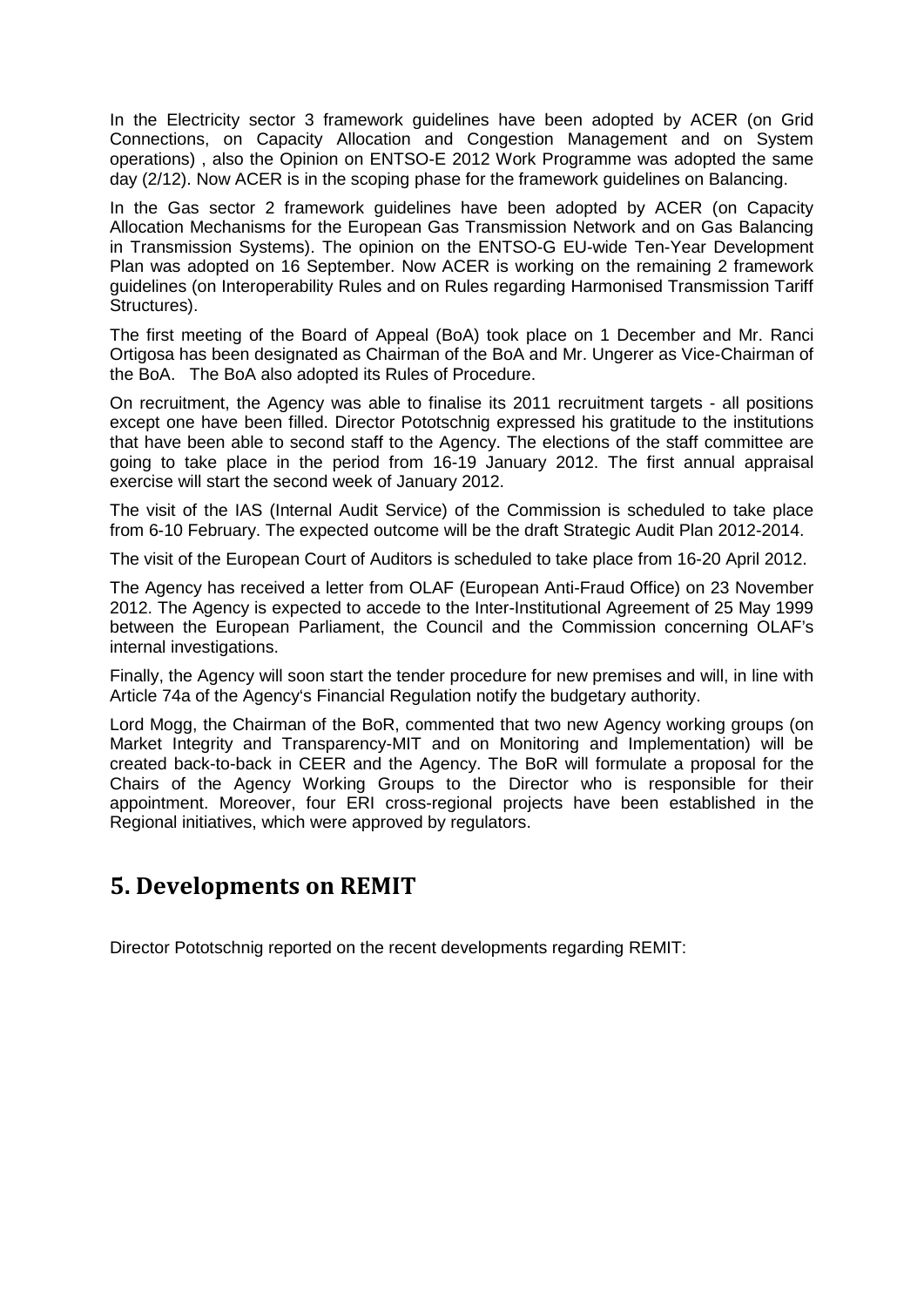In the Electricity sector 3 framework guidelines have been adopted by ACER (on Grid Connections, on Capacity Allocation and Congestion Management and on System operations) , also the Opinion on ENTSO-E 2012 Work Programme was adopted the same day (2/12). Now ACER is in the scoping phase for the framework guidelines on Balancing.

In the Gas sector 2 framework guidelines have been adopted by ACER (on Capacity Allocation Mechanisms for the European Gas Transmission Network and on Gas Balancing in Transmission Systems). The opinion on the ENTSO-G EU-wide Ten-Year Development Plan was adopted on 16 September. Now ACER is working on the remaining 2 framework guidelines (on Interoperability Rules and on Rules regarding Harmonised Transmission Tariff Structures).

The first meeting of the Board of Appeal (BoA) took place on 1 December and Mr. Ranci Ortigosa has been designated as Chairman of the BoA and Mr. Ungerer as Vice-Chairman of the BoA. The BoA also adopted its Rules of Procedure.

On recruitment, the Agency was able to finalise its 2011 recruitment targets - all positions except one have been filled. Director Pototschnig expressed his gratitude to the institutions that have been able to second staff to the Agency. The elections of the staff committee are going to take place in the period from 16-19 January 2012. The first annual appraisal exercise will start the second week of January 2012.

The visit of the IAS (Internal Audit Service) of the Commission is scheduled to take place from 6-10 February. The expected outcome will be the draft Strategic Audit Plan 2012-2014.

The visit of the European Court of Auditors is scheduled to take place from 16-20 April 2012.

The Agency has received a letter from OLAF (European Anti-Fraud Office) on 23 November 2012. The Agency is expected to accede to the Inter-Institutional Agreement of 25 May 1999 between the European Parliament, the Council and the Commission concerning OLAF's internal investigations.

Finally, the Agency will soon start the tender procedure for new premises and will, in line with Article 74a of the Agency's Financial Regulation notify the budgetary authority.

Lord Mogg, the Chairman of the BoR, commented that two new Agency working groups (on Market Integrity and Transparency-MIT and on Monitoring and Implementation) will be created back-to-back in CEER and the Agency. The BoR will formulate a proposal for the Chairs of the Agency Working Groups to the Director who is responsible for their appointment. Moreover, four ERI cross-regional projects have been established in the Regional initiatives, which were approved by regulators.

## 5. Developments on REMIT

Director Pototschnig reported on the recent developments regarding REMIT: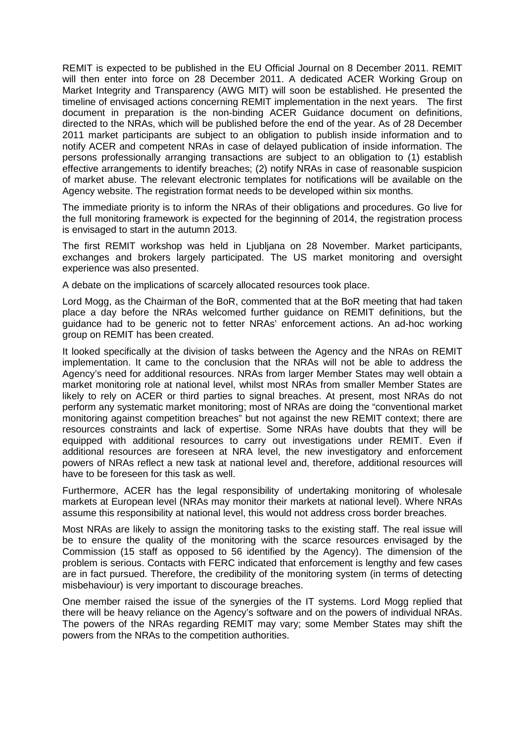REMIT is expected to be published in the EU Official Journal on 8 December 2011. REMIT will then enter into force on 28 December 2011. A dedicated ACER Working Group on Market Integrity and Transparency (AWG MIT) will soon be established. He presented the timeline of envisaged actions concerning REMIT implementation in the next years. The first document in preparation is the non-binding ACER Guidance document on definitions, directed to the NRAs, which will be published before the end of the year. As of 28 December 2011 market participants are subject to an obligation to publish inside information and to notify ACER and competent NRAs in case of delayed publication of inside information. The persons professionally arranging transactions are subject to an obligation to (1) establish effective arrangements to identify breaches; (2) notify NRAs in case of reasonable suspicion of market abuse. The relevant electronic templates for notifications will be available on the Agency website. The registration format needs to be developed within six months.

The immediate priority is to inform the NRAs of their obligations and procedures. Go live for the full monitoring framework is expected for the beginning of 2014, the registration process is envisaged to start in the autumn 2013.

The first REMIT workshop was held in Ljubljana on 28 November. Market participants, exchanges and brokers largely participated. The US market monitoring and oversight experience was also presented.

A debate on the implications of scarcely allocated resources took place.

Lord Mogg, as the Chairman of the BoR, commented that at the BoR meeting that had taken place a day before the NRAs welcomed further guidance on REMIT definitions, but the guidance had to be generic not to fetter NRAs' enforcement actions. An ad-hoc working group on REMIT has been created.

It looked specifically at the division of tasks between the Agency and the NRAs on REMIT implementation. It came to the conclusion that the NRAs will not be able to address the Agency's need for additional resources. NRAs from larger Member States may well obtain a market monitoring role at national level, whilst most NRAs from smaller Member States are likely to rely on ACER or third parties to signal breaches. At present, most NRAs do not perform any systematic market monitoring; most of NRAs are doing the "conventional market monitoring against competition breaches" but not against the new REMIT context; there are resources constraints and lack of expertise. Some NRAs have doubts that they will be equipped with additional resources to carry out investigations under REMIT. Even if additional resources are foreseen at NRA level, the new investigatory and enforcement powers of NRAs reflect a new task at national level and, therefore, additional resources will have to be foreseen for this task as well.

Furthermore, ACER has the legal responsibility of undertaking monitoring of wholesale markets at European level (NRAs may monitor their markets at national level). Where NRAs assume this responsibility at national level, this would not address cross border breaches.

Most NRAs are likely to assign the monitoring tasks to the existing staff. The real issue will be to ensure the quality of the monitoring with the scarce resources envisaged by the Commission (15 staff as opposed to 56 identified by the Agency). The dimension of the problem is serious. Contacts with FERC indicated that enforcement is lengthy and few cases are in fact pursued. Therefore, the credibility of the monitoring system (in terms of detecting misbehaviour) is very important to discourage breaches.

One member raised the issue of the synergies of the IT systems. Lord Mogg replied that there will be heavy reliance on the Agency's software and on the powers of individual NRAs. The powers of the NRAs regarding REMIT may vary; some Member States may shift the powers from the NRAs to the competition authorities.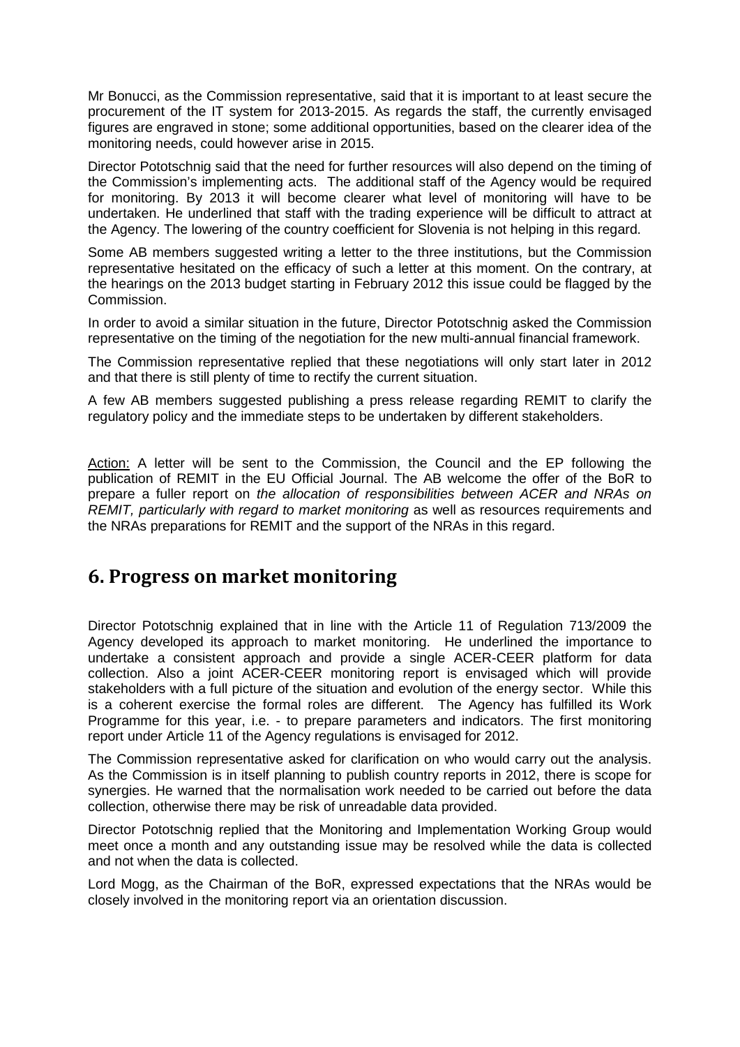Mr Bonucci, as the Commission representative, said that it is important to at least secure the procurement of the IT system for 2013-2015. As regards the staff, the currently envisaged figures are engraved in stone; some additional opportunities, based on the clearer idea of the monitoring needs, could however arise in 2015.

Director Pototschnig said that the need for further resources will also depend on the timing of the Commission's implementing acts. The additional staff of the Agency would be required for monitoring. By 2013 it will become clearer what level of monitoring will have to be undertaken. He underlined that staff with the trading experience will be difficult to attract at the Agency. The lowering of the country coefficient for Slovenia is not helping in this regard.

Some AB members suggested writing a letter to the three institutions, but the Commission representative hesitated on the efficacy of such a letter at this moment. On the contrary, at the hearings on the 2013 budget starting in February 2012 this issue could be flagged by the Commission.

In order to avoid a similar situation in the future, Director Pototschnig asked the Commission representative on the timing of the negotiation for the new multi-annual financial framework.

The Commission representative replied that these negotiations will only start later in 2012 and that there is still plenty of time to rectify the current situation.

A few AB members suggested publishing a press release regarding REMIT to clarify the regulatory policy and the immediate steps to be undertaken by different stakeholders.

Action: A letter will be sent to the Commission, the Council and the EP following the publication of REMIT in the EU Official Journal. The AB welcome the offer of the BoR to prepare a fuller report on *the allocation of responsibilities between ACER and NRAs on REMIT, particularly with regard to market monitoring* as well as resources requirements and the NRAs preparations for REMIT and the support of the NRAs in this regard.

## 6. Progress on market monitoring

Director Pototschnig explained that in line with the Article 11 of Regulation 713/2009 the Agency developed its approach to market monitoring. He underlined the importance to undertake a consistent approach and provide a single ACER-CEER platform for data collection. Also a joint ACER-CEER monitoring report is envisaged which will provide stakeholders with a full picture of the situation and evolution of the energy sector. While this is a coherent exercise the formal roles are different. The Agency has fulfilled its Work Programme for this year, i.e. - to prepare parameters and indicators. The first monitoring report under Article 11 of the Agency regulations is envisaged for 2012.

The Commission representative asked for clarification on who would carry out the analysis. As the Commission is in itself planning to publish country reports in 2012, there is scope for synergies. He warned that the normalisation work needed to be carried out before the data collection, otherwise there may be risk of unreadable data provided.

Director Pototschnig replied that the Monitoring and Implementation Working Group would meet once a month and any outstanding issue may be resolved while the data is collected and not when the data is collected.

Lord Mogg, as the Chairman of the BoR, expressed expectations that the NRAs would be closely involved in the monitoring report via an orientation discussion.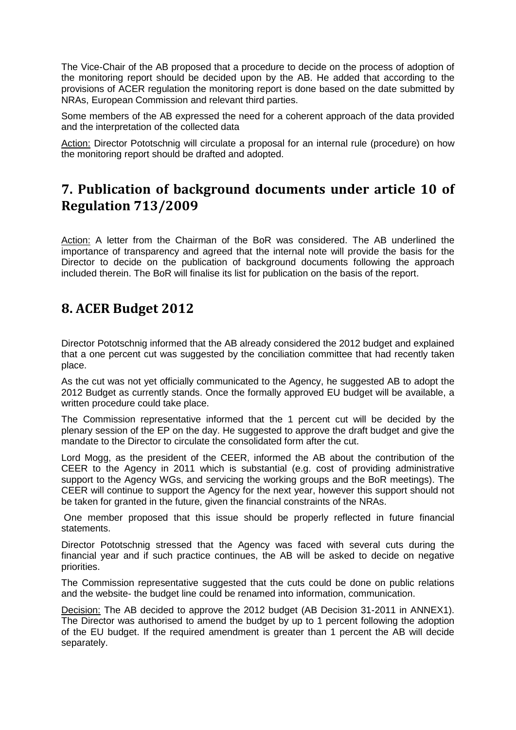The Vice-Chair of the AB proposed that a procedure to decide on the process of adoption of the monitoring report should be decided upon by the AB. He added that according to the provisions of ACER regulation the monitoring report is done based on the date submitted by NRAs, European Commission and relevant third parties.

Some members of the AB expressed the need for a coherent approach of the data provided and the interpretation of the collected data

Action: Director Pototschnig will circulate a proposal for an internal rule (procedure) on how the monitoring report should be drafted and adopted.

## 7. Publication of background documents under article 10 of Regulation 713/2009

Action: A letter from the Chairman of the BoR was considered. The AB underlined the importance of transparency and agreed that the internal note will provide the basis for the Director to decide on the publication of background documents following the approach included therein. The BoR will finalise its list for publication on the basis of the report.

## 8. ACER Budget 2012

Director Pototschnig informed that the AB already considered the 2012 budget and explained that a one percent cut was suggested by the conciliation committee that had recently taken place.

As the cut was not yet officially communicated to the Agency, he suggested AB to adopt the 2012 Budget as currently stands. Once the formally approved EU budget will be available, a written procedure could take place.

The Commission representative informed that the 1 percent cut will be decided by the plenary session of the EP on the day. He suggested to approve the draft budget and give the mandate to the Director to circulate the consolidated form after the cut.

Lord Mogg, as the president of the CEER, informed the AB about the contribution of the CEER to the Agency in 2011 which is substantial (e.g. cost of providing administrative support to the Agency WGs, and servicing the working groups and the BoR meetings). The CEER will continue to support the Agency for the next year, however this support should not be taken for granted in the future, given the financial constraints of the NRAs.

One member proposed that this issue should be properly reflected in future financial statements.

Director Pototschnig stressed that the Agency was faced with several cuts during the financial year and if such practice continues, the AB will be asked to decide on negative priorities.

The Commission representative suggested that the cuts could be done on public relations and the website- the budget line could be renamed into information, communication.

Decision: The AB decided to approve the 2012 budget (AB Decision 31-2011 in ANNEX1). The Director was authorised to amend the budget by up to 1 percent following the adoption of the EU budget. If the required amendment is greater than 1 percent the AB will decide separately.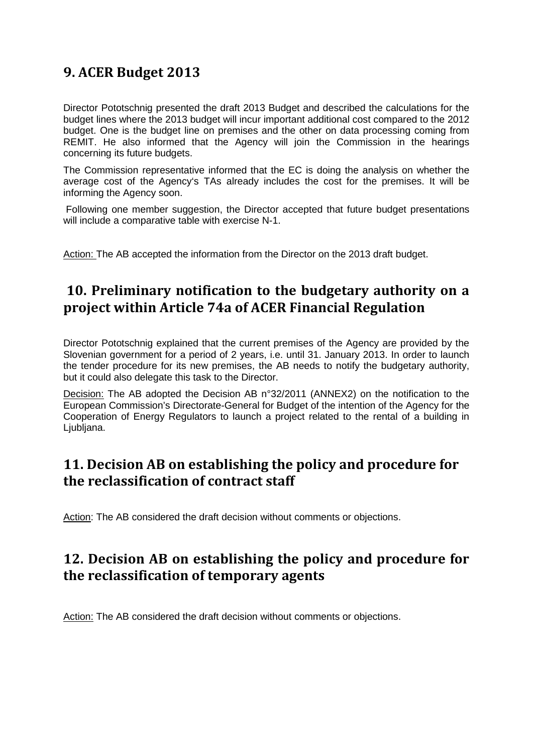## 9. ACER Budget 2013

Director Pototschnig presented the draft 2013 Budget and described the calculations for the budget lines where the 2013 budget will incur important additional cost compared to the 2012 budget. One is the budget line on premises and the other on data processing coming from REMIT. He also informed that the Agency will join the Commission in the hearings concerning its future budgets.

The Commission representative informed that the EC is doing the analysis on whether the average cost of the Agency's TAs already includes the cost for the premises. It will be informing the Agency soon.

Following one member suggestion, the Director accepted that future budget presentations will include a comparative table with exercise N-1.

Action: The AB accepted the information from the Director on the 2013 draft budget.

## 10. Preliminary notification to the budgetary authority on a project within Article 74a of ACER Financial Regulation

Director Pototschnig explained that the current premises of the Agency are provided by the Slovenian government for a period of 2 years, i.e. until 31. January 2013. In order to launch the tender procedure for its new premises, the AB needs to notify the budgetary authority, but it could also delegate this task to the Director.

Decision: The AB adopted the Decision AB n°32/2011 (ANNEX2) on the notification to the European Commission's Directorate-General for Budget of the intention of the Agency for the Cooperation of Energy Regulators to launch a project related to the rental of a building in Ljubljana.

## 11. Decision AB on establishing the policy and procedure for the reclassification of contract staff

Action: The AB considered the draft decision without comments or objections.

## 12. Decision AB on establishing the policy and procedure for the reclassification of temporary agents

Action: The AB considered the draft decision without comments or objections.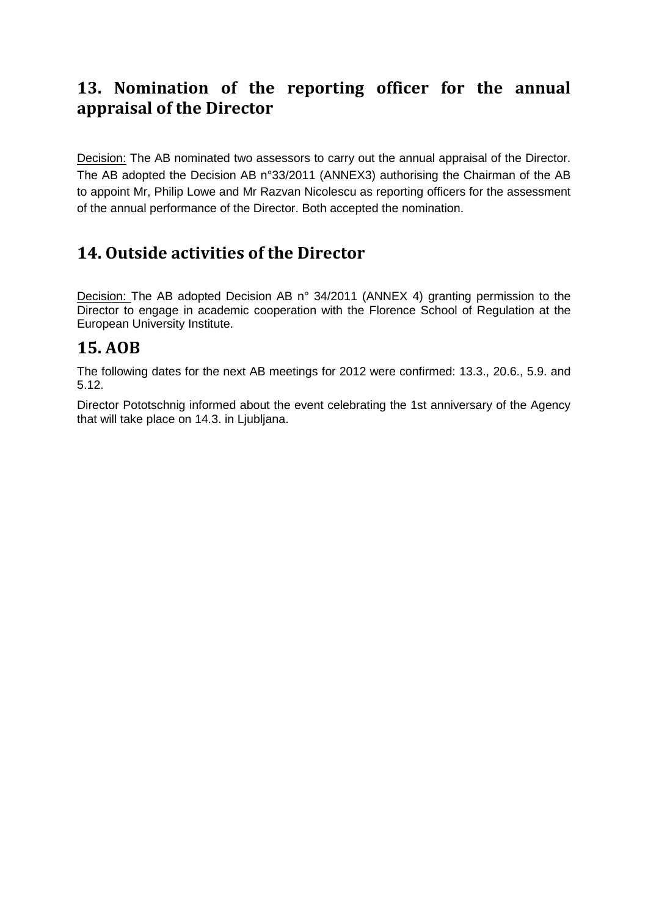## 13. Nomination of the reporting officer for the annual appraisal of the Director

Decision: The AB nominated two assessors to carry out the annual appraisal of the Director. The AB adopted the Decision AB n°33/2011 (ANNEX3) authorising the Chairman of the AB to appoint Mr, Philip Lowe and Mr Razvan Nicolescu as reporting officers for the assessment of the annual performance of the Director. Both accepted the nomination.

## 14. Outside activities of the Director

Decision: The AB adopted Decision AB n° 34/2011 (ANNEX 4) granting permission to the Director to engage in academic cooperation with the Florence School of Regulation at the European University Institute.

## 15. AOB

The following dates for the next AB meetings for 2012 were confirmed: 13.3., 20.6., 5.9. and 5.12.

Director Pototschnig informed about the event celebrating the 1st anniversary of the Agency that will take place on 14.3. in Ljubljana.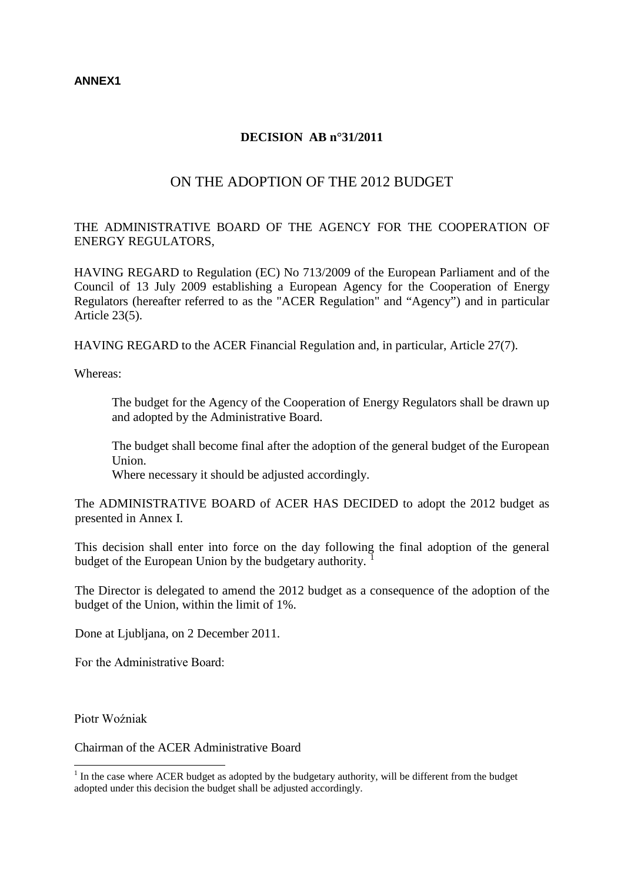**ANNEX1**

**DECISION AB n°31/2011**

ON THE ADOPTION OF THE 2012 BUDGET

THE ADMINISTRATIVE BOARD OF THE AGENCY FOR THE COOPERATION OF ENERGY REGULATORS,

HAVING REGARD to Regulation (EC) No 713/2009 of the European Parliament and of the Council of 13 July 2009 establishing a European Agency for the Cooperation of Energy Regulators (hereafter referred to as the "ACER Regulation" and "Agency") and in particular Article 23(5).

HAVING REGARD to the ACER Financial Regulation and, in particular, Article 27(7).

Whereas:

The budget for the Agency of the Cooperation of Energy Regulators shall be drawn up and adopted by the Administrative Board.

The budget shall become final after the adoption of the general budget of the European Union.
Where necessary it should be adjusted accordingly.

The ADMINISTRATIVE BOARD of ACER HAS DECIDED to adopt the 2012 budget as presented in Annex I.

This decision shall enter into force on the day following the final adoption of the general budget of the European Union by the budgetary authority. [1]

The Director is delegated to amend the 2012 budget as a consequence of the adoption of the budget of the Union, within the limit of 1%.

Done at Ljubljana, on 2 December 2011.

For the Administrative Board:

Piotr Woźniak

Chairman of the ACER Administrative Board

[1] In the case where ACER budget as adopted by the budgetary authority, will be different from the budget adopted under this decision the budget shall be adjusted accordingly.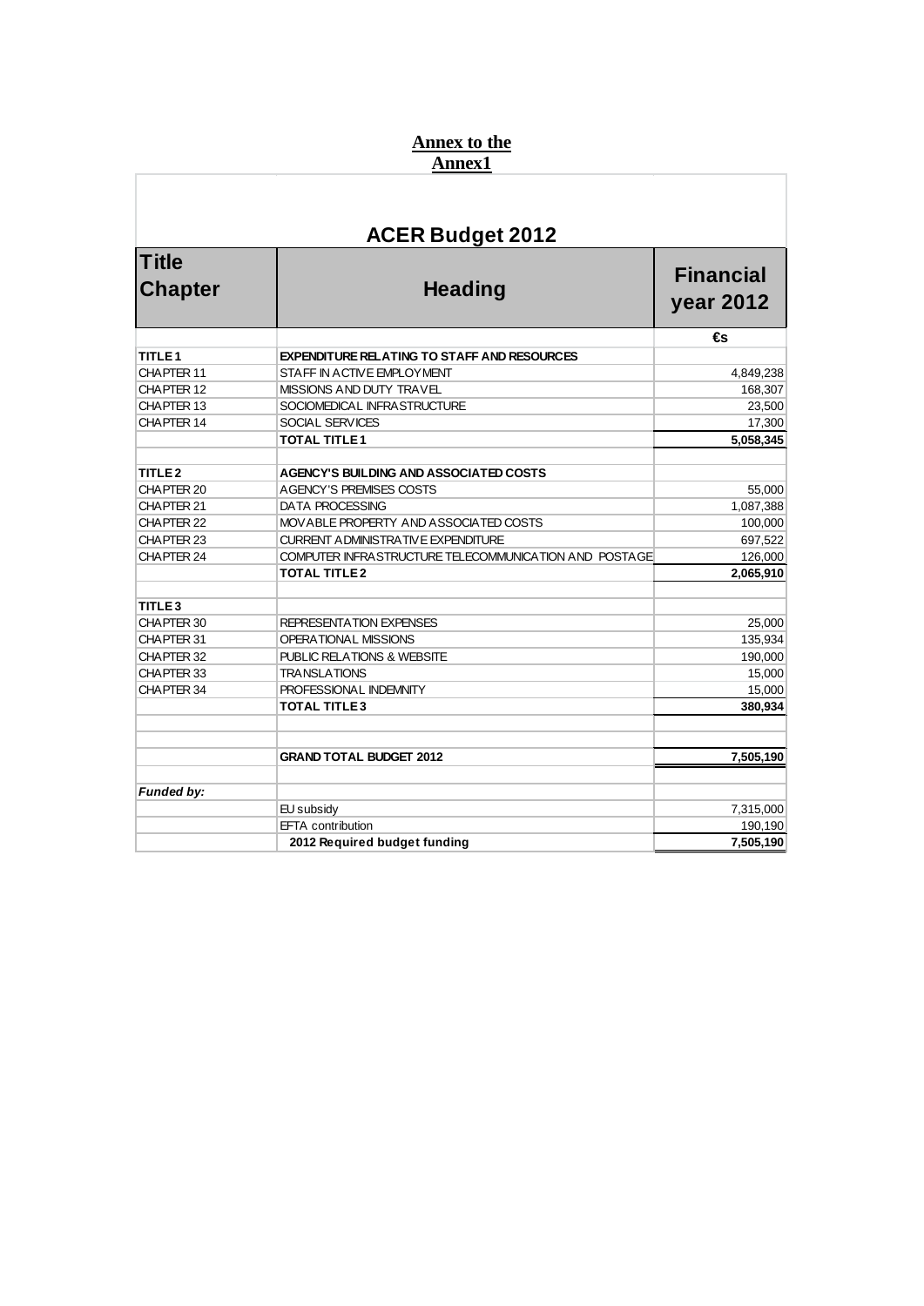**Annex to the Annex1**

## ACER Budget 2012

| Title Chapter | Heading | Financial year 2012 |
|---|---|---|
| | | €s |
| **TITLE 1** | **EXPENDITURE RELATING TO STAFF AND RESOURCES** | |
| CHAPTER 11 | STAFF IN ACTIVE EMPLOYMENT | 4,849,238 |
| CHAPTER 12 | MISSIONS AND DUTY TRAVEL | 168,307 |
| CHAPTER 13 | SOCIOMEDICAL INFRASTRUCTURE | 23,500 |
| CHAPTER 14 | SOCIAL SERVICES | 17,300 |
| | **TOTAL TITLE 1** | **5,058,345** |
| | | |
| **TITLE 2** | **AGENCY'S BUILDING AND ASSOCIATED COSTS** | |
| CHAPTER 20 | AGENCY'S PREMISES COSTS | 55,000 |
| CHAPTER 21 | DATA PROCESSING | 1,087,388 |
| CHAPTER 22 | MOVABLE PROPERTY AND ASSOCIATED COSTS | 100,000 |
| CHAPTER 23 | CURRENT ADMINISTRATIVE EXPENDITURE | 697,522 |
| CHAPTER 24 | COMPUTER INFRASTRUCTURE TELECOMMUNICATION AND POSTAGE | 126,000 |
| | **TOTAL TITLE 2** | **2,065,910** |
| | | |
| **TITLE 3** | | |
| CHAPTER 30 | REPRESENTATION EXPENSES | 25,000 |
| CHAPTER 31 | OPERATIONAL MISSIONS | 135,934 |
| CHAPTER 32 | PUBLIC RELATIONS & WEBSITE | 190,000 |
| CHAPTER 33 | TRANSLATIONS | 15,000 |
| CHAPTER 34 | PROFESSIONAL INDEMNITY | 15,000 |
| | **TOTAL TITLE 3** | **380,934** |
| | | |
| | | |
| | **GRAND TOTAL BUDGET 2012** | **7,505,190** |
| | | |
| ***Funded by:*** | | |
| | EU subsidy | 7,315,000 |
| | EFTA contribution | 190,190 |
| | **2012 Required budget funding** | **7,505,190** |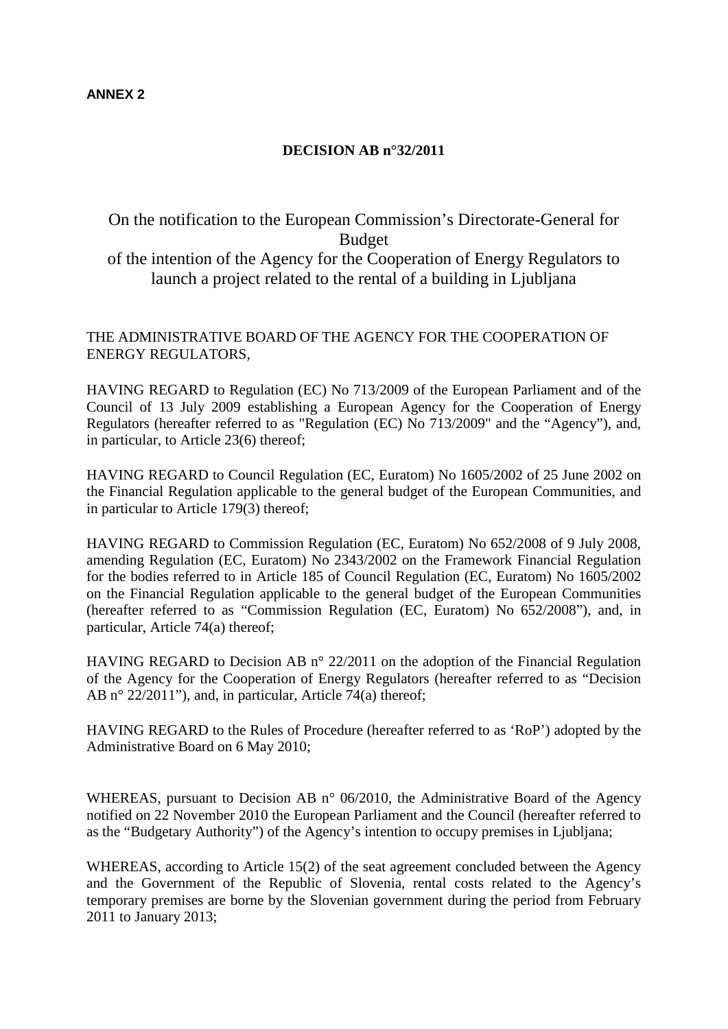**ANNEX 2**

**DECISION AB n°32/2011**

# On the notification to the European Commission's Directorate-General for Budget of the intention of the Agency for the Cooperation of Energy Regulators to launch a project related to the rental of a building in Ljubljana

THE ADMINISTRATIVE BOARD OF THE AGENCY FOR THE COOPERATION OF ENERGY REGULATORS,

HAVING REGARD to Regulation (EC) No 713/2009 of the European Parliament and of the Council of 13 July 2009 establishing a European Agency for the Cooperation of Energy Regulators (hereafter referred to as "Regulation (EC) No 713/2009" and the "Agency"), and, in particular, to Article 23(6) thereof;

HAVING REGARD to Council Regulation (EC, Euratom) No 1605/2002 of 25 June 2002 on the Financial Regulation applicable to the general budget of the European Communities, and in particular to Article 179(3) thereof;

HAVING REGARD to Commission Regulation (EC, Euratom) No 652/2008 of 9 July 2008, amending Regulation (EC, Euratom) No 2343/2002 on the Framework Financial Regulation for the bodies referred to in Article 185 of Council Regulation (EC, Euratom) No 1605/2002 on the Financial Regulation applicable to the general budget of the European Communities (hereafter referred to as "Commission Regulation (EC, Euratom) No 652/2008"), and, in particular, Article 74(a) thereof;

HAVING REGARD to Decision AB n° 22/2011 on the adoption of the Financial Regulation of the Agency for the Cooperation of Energy Regulators (hereafter referred to as "Decision AB n° 22/2011"), and, in particular, Article 74(a) thereof;

HAVING REGARD to the Rules of Procedure (hereafter referred to as 'RoP') adopted by the Administrative Board on 6 May 2010;

WHEREAS, pursuant to Decision AB n° 06/2010, the Administrative Board of the Agency notified on 22 November 2010 the European Parliament and the Council (hereafter referred to as the "Budgetary Authority") of the Agency's intention to occupy premises in Ljubljana;

WHEREAS, according to Article 15(2) of the seat agreement concluded between the Agency and the Government of the Republic of Slovenia, rental costs related to the Agency's temporary premises are borne by the Slovenian government during the period from February 2011 to January 2013;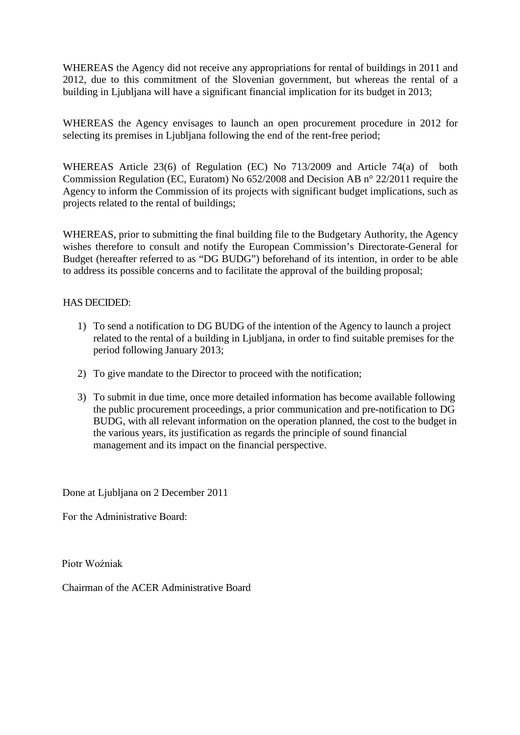WHEREAS the Agency did not receive any appropriations for rental of buildings in 2011 and 2012, due to this commitment of the Slovenian government, but whereas the rental of a building in Ljubljana will have a significant financial implication for its budget in 2013;

WHEREAS the Agency envisages to launch an open procurement procedure in 2012 for selecting its premises in Ljubljana following the end of the rent-free period;

WHEREAS Article 23(6) of Regulation (EC) No 713/2009 and Article 74(a) of both Commission Regulation (EC, Euratom) No 652/2008 and Decision AB n° 22/2011 require the Agency to inform the Commission of its projects with significant budget implications, such as projects related to the rental of buildings;

WHEREAS, prior to submitting the final building file to the Budgetary Authority, the Agency wishes therefore to consult and notify the European Commission's Directorate-General for Budget (hereafter referred to as "DG BUDG") beforehand of its intention, in order to be able to address its possible concerns and to facilitate the approval of the building proposal;

HAS DECIDED:

1) To send a notification to DG BUDG of the intention of the Agency to launch a project related to the rental of a building in Ljubljana, in order to find suitable premises for the period following January 2013;

2) To give mandate to the Director to proceed with the notification;

3) To submit in due time, once more detailed information has become available following the public procurement proceedings, a prior communication and pre-notification to DG BUDG, with all relevant information on the operation planned, the cost to the budget in the various years, its justification as regards the principle of sound financial management and its impact on the financial perspective.

Done at Ljubljana on 2 December 2011

For the Administrative Board:

Piotr Woźniak

Chairman of the ACER Administrative Board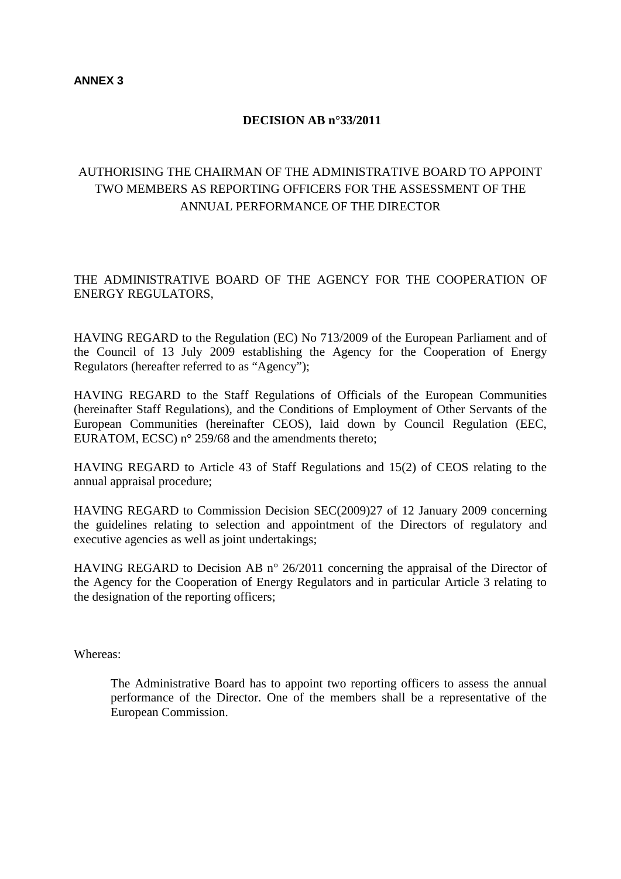**ANNEX 3**

# DECISION AB n°33/2011

AUTHORISING THE CHAIRMAN OF THE ADMINISTRATIVE BOARD TO APPOINT TWO MEMBERS AS REPORTING OFFICERS FOR THE ASSESSMENT OF THE ANNUAL PERFORMANCE OF THE DIRECTOR

THE ADMINISTRATIVE BOARD OF THE AGENCY FOR THE COOPERATION OF ENERGY REGULATORS,

HAVING REGARD to the Regulation (EC) No 713/2009 of the European Parliament and of the Council of 13 July 2009 establishing the Agency for the Cooperation of Energy Regulators (hereafter referred to as "Agency");

HAVING REGARD to the Staff Regulations of Officials of the European Communities (hereinafter Staff Regulations), and the Conditions of Employment of Other Servants of the European Communities (hereinafter CEOS), laid down by Council Regulation (EEC, EURATOM, ECSC) n° 259/68 and the amendments thereto;

HAVING REGARD to Article 43 of Staff Regulations and 15(2) of CEOS relating to the annual appraisal procedure;

HAVING REGARD to Commission Decision SEC(2009)27 of 12 January 2009 concerning the guidelines relating to selection and appointment of the Directors of regulatory and executive agencies as well as joint undertakings;

HAVING REGARD to Decision AB n° 26/2011 concerning the appraisal of the Director of the Agency for the Cooperation of Energy Regulators and in particular Article 3 relating to the designation of the reporting officers;

Whereas:

The Administrative Board has to appoint two reporting officers to assess the annual performance of the Director. One of the members shall be a representative of the European Commission.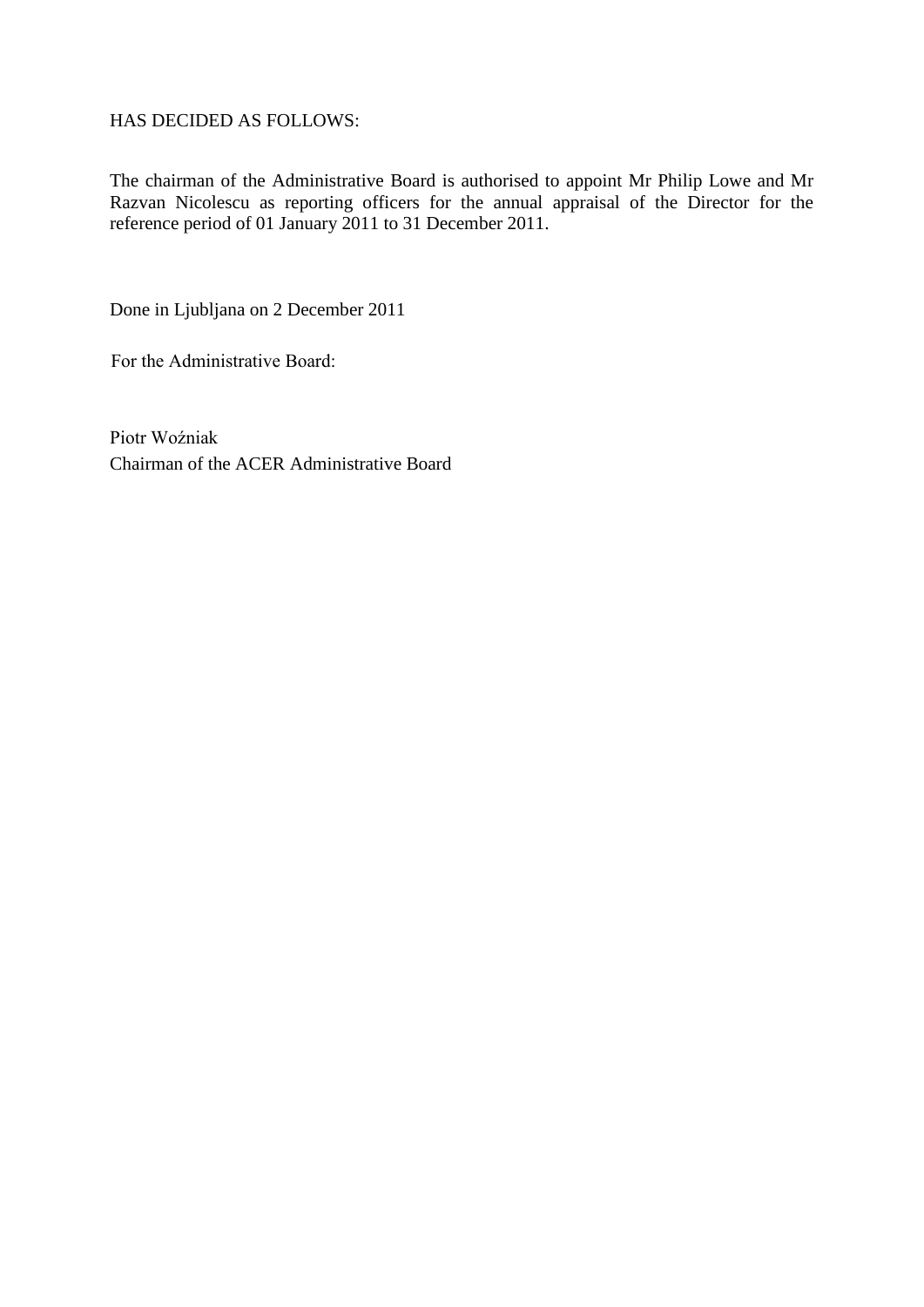HAS DECIDED AS FOLLOWS:

The chairman of the Administrative Board is authorised to appoint Mr Philip Lowe and Mr Razvan Nicolescu as reporting officers for the annual appraisal of the Director for the reference period of 01 January 2011 to 31 December 2011.

Done in Ljubljana on 2 December 2011

For the Administrative Board:

Piotr Woźniak
Chairman of the ACER Administrative Board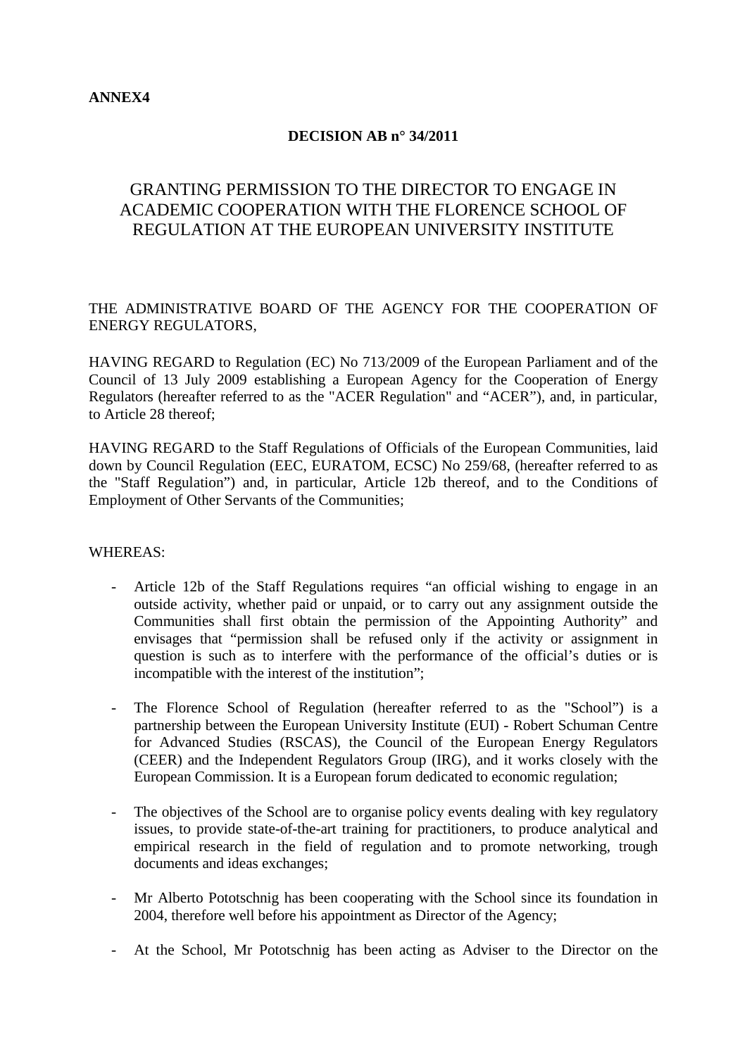**ANNEX4**

**DECISION AB n° 34/2011**

# GRANTING PERMISSION TO THE DIRECTOR TO ENGAGE IN ACADEMIC COOPERATION WITH THE FLORENCE SCHOOL OF REGULATION AT THE EUROPEAN UNIVERSITY INSTITUTE

THE ADMINISTRATIVE BOARD OF THE AGENCY FOR THE COOPERATION OF ENERGY REGULATORS,

HAVING REGARD to Regulation (EC) No 713/2009 of the European Parliament and of the Council of 13 July 2009 establishing a European Agency for the Cooperation of Energy Regulators (hereafter referred to as the "ACER Regulation" and "ACER"), and, in particular, to Article 28 thereof;

HAVING REGARD to the Staff Regulations of Officials of the European Communities, laid down by Council Regulation (EEC, EURATOM, ECSC) No 259/68, (hereafter referred to as the "Staff Regulation") and, in particular, Article 12b thereof, and to the Conditions of Employment of Other Servants of the Communities;

WHEREAS:

- Article 12b of the Staff Regulations requires "an official wishing to engage in an outside activity, whether paid or unpaid, or to carry out any assignment outside the Communities shall first obtain the permission of the Appointing Authority" and envisages that "permission shall be refused only if the activity or assignment in question is such as to interfere with the performance of the official's duties or is incompatible with the interest of the institution";
- The Florence School of Regulation (hereafter referred to as the "School") is a partnership between the European University Institute (EUI) - Robert Schuman Centre for Advanced Studies (RSCAS), the Council of the European Energy Regulators (CEER) and the Independent Regulators Group (IRG), and it works closely with the European Commission. It is a European forum dedicated to economic regulation;
- The objectives of the School are to organise policy events dealing with key regulatory issues, to provide state-of-the-art training for practitioners, to produce analytical and empirical research in the field of regulation and to promote networking, trough documents and ideas exchanges;
- Mr Alberto Pototschnig has been cooperating with the School since its foundation in 2004, therefore well before his appointment as Director of the Agency;
- At the School, Mr Pototschnig has been acting as Adviser to the Director on the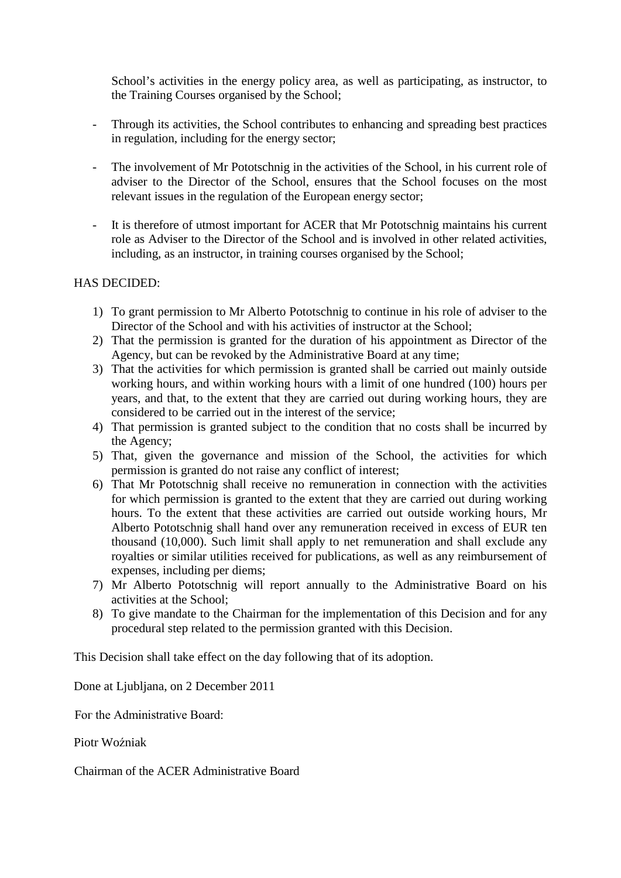School's activities in the energy policy area, as well as participating, as instructor, to the Training Courses organised by the School;

- Through its activities, the School contributes to enhancing and spreading best practices in regulation, including for the energy sector;

- The involvement of Mr Pototschnig in the activities of the School, in his current role of adviser to the Director of the School, ensures that the School focuses on the most relevant issues in the regulation of the European energy sector;

- It is therefore of utmost important for ACER that Mr Pototschnig maintains his current role as Adviser to the Director of the School and is involved in other related activities, including, as an instructor, in training courses organised by the School;

HAS DECIDED:

1) To grant permission to Mr Alberto Pototschnig to continue in his role of adviser to the Director of the School and with his activities of instructor at the School;
2) That the permission is granted for the duration of his appointment as Director of the Agency, but can be revoked by the Administrative Board at any time;
3) That the activities for which permission is granted shall be carried out mainly outside working hours, and within working hours with a limit of one hundred (100) hours per years, and that, to the extent that they are carried out during working hours, they are considered to be carried out in the interest of the service;
4) That permission is granted subject to the condition that no costs shall be incurred by the Agency;
5) That, given the governance and mission of the School, the activities for which permission is granted do not raise any conflict of interest;
6) That Mr Pototschnig shall receive no remuneration in connection with the activities for which permission is granted to the extent that they are carried out during working hours. To the extent that these activities are carried out outside working hours, Mr Alberto Pototschnig shall hand over any remuneration received in excess of EUR ten thousand (10,000). Such limit shall apply to net remuneration and shall exclude any royalties or similar utilities received for publications, as well as any reimbursement of expenses, including per diems;
7) Mr Alberto Pototschnig will report annually to the Administrative Board on his activities at the School;
8) To give mandate to the Chairman for the implementation of this Decision and for any procedural step related to the permission granted with this Decision.

This Decision shall take effect on the day following that of its adoption.

Done at Ljubljana, on 2 December 2011

For the Administrative Board:

Piotr Woźniak

Chairman of the ACER Administrative Board